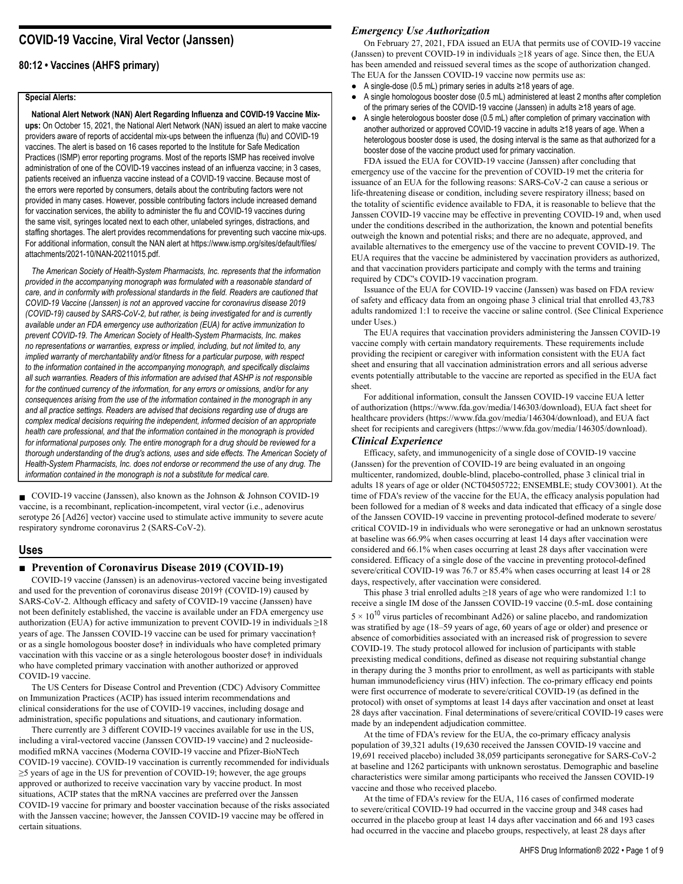# COVID-19 Vaccine, Viral Vector (Janssen)

## 80:12 • Vaccines (AHFS primary)

**Special Alerts:**

**National Alert Network (NAN) Alert Regarding Influenza and COVID-19 Vaccine Mix-ups:** On October 15, 2021, the National Alert Network (NAN) issued an alert to make vaccine providers aware of reports of accidental mix-ups between the influenza (flu) and COVID-19 vaccines. The alert is based on 16 cases reported to the Institute for Safe Medication Practices (ISMP) error reporting programs. Most of the reports ISMP has received involve administration of one of the COVID-19 vaccines instead of an influenza vaccine; in 3 cases, patients received an influenza vaccine instead of a COVID-19 vaccine. Because most of the errors were reported by consumers, details about the contributing factors were not provided in many cases. However, possible contributing factors include increased demand for vaccination services, the ability to administer the flu and COVID-19 vaccines during the same visit, syringes located next to each other, unlabeled syringes, distractions, and staffing shortages. The alert provides recommendations for preventing such vaccine mix-ups. For additional information, consult the NAN alert at https://www.ismp.org/sites/default/files/attachments/2021-10/NAN-20211015.pdf.

*The American Society of Health-System Pharmacists, Inc. represents that the information provided in the accompanying monograph was formulated with a reasonable standard of care, and in conformity with professional standards in the field. Readers are cautioned that COVID-19 Vaccine (Janssen) is not an approved vaccine for coronavirus disease 2019 (COVID-19) caused by SARS-CoV-2, but rather, is being investigated for and is currently available under an FDA emergency use authorization (EUA) for active immunization to prevent COVID-19. The American Society of Health-System Pharmacists, Inc. makes no representations or warranties, express or implied, including, but not limited to, any implied warranty of merchantability and/or fitness for a particular purpose, with respect to the information contained in the accompanying monograph, and specifically disclaims all such warranties. Readers of this information are advised that ASHP is not responsible for the continued currency of the information, for any errors or omissions, and/or for any consequences arising from the use of the information contained in the monograph in any and all practice settings. Readers are advised that decisions regarding use of drugs are complex medical decisions requiring the independent, informed decision of an appropriate health care professional, and that the information contained in the monograph is provided for informational purposes only. The entire monograph for a drug should be reviewed for a thorough understanding of the drug's actions, uses and side effects. The American Society of Health-System Pharmacists, Inc. does not endorse or recommend the use of any drug. The information contained in the monograph is not a substitute for medical care.*

■ COVID-19 vaccine (Janssen), also known as the Johnson & Johnson COVID-19 vaccine, is a recombinant, replication-incompetent, viral vector (i.e., adenovirus serotype 26 [Ad26] vector) vaccine used to stimulate active immunity to severe acute respiratory syndrome coronavirus 2 (SARS-CoV-2).

## Uses

### ■ Prevention of Coronavirus Disease 2019 (COVID-19)

COVID-19 vaccine (Janssen) is an adenovirus-vectored vaccine being investigated and used for the prevention of coronavirus disease 2019† (COVID-19) caused by SARS-CoV-2. Although efficacy and safety of COVID-19 vaccine (Janssen) have not been definitely established, the vaccine is available under an FDA emergency use authorization (EUA) for active immunization to prevent COVID-19 in individuals ≥18 years of age. The Janssen COVID-19 vaccine can be used for primary vaccination† or as a single homologous booster dose† in individuals who have completed primary vaccination with this vaccine or as a single heterologous booster dose† in individuals who have completed primary vaccination with another authorized or approved COVID-19 vaccine.

The US Centers for Disease Control and Prevention (CDC) Advisory Committee on Immunization Practices (ACIP) has issued interim recommendations and clinical considerations for the use of COVID-19 vaccines, including dosage and administration, specific populations and situations, and cautionary information.

There currently are 3 different COVID-19 vaccines available for use in the US, including a viral-vectored vaccine (Janssen COVID-19 vaccine) and 2 nucleoside-modified mRNA vaccines (Moderna COVID-19 vaccine and Pfizer-BioNTech COVID-19 vaccine). COVID-19 vaccination is currently recommended for individuals ≥5 years of age in the US for prevention of COVID-19; however, the age groups approved or authorized to receive vaccination vary by vaccine product. In most situations, ACIP states that the mRNA vaccines are preferred over the Janssen COVID-19 vaccine for primary and booster vaccination because of the risks associated with the Janssen vaccine; however, the Janssen COVID-19 vaccine may be offered in certain situations.

### *Emergency Use Authorization*

On February 27, 2021, FDA issued an EUA that permits use of COVID-19 vaccine (Janssen) to prevent COVID-19 in individuals ≥18 years of age. Since then, the EUA has been amended and reissued several times as the scope of authorization changed. The EUA for the Janssen COVID-19 vaccine now permits use as:

- A single-dose (0.5 mL) primary series in adults ≥18 years of age.
- A single homologous booster dose (0.5 mL) administered at least 2 months after completion of the primary series of the COVID-19 vaccine (Janssen) in adults ≥18 years of age.
- A single heterologous booster dose (0.5 mL) after completion of primary vaccination with another authorized or approved COVID-19 vaccine in adults ≥18 years of age. When a heterologous booster dose is used, the dosing interval is the same as that authorized for a booster dose of the vaccine product used for primary vaccination.

FDA issued the EUA for COVID-19 vaccine (Janssen) after concluding that emergency use of the vaccine for the prevention of COVID-19 met the criteria for issuance of an EUA for the following reasons: SARS-CoV-2 can cause a serious or life-threatening disease or condition, including severe respiratory illness; based on the totality of scientific evidence available to FDA, it is reasonable to believe that the Janssen COVID-19 vaccine may be effective in preventing COVID-19 and, when used under the conditions described in the authorization, the known and potential benefits outweigh the known and potential risks; and there are no adequate, approved, and available alternatives to the emergency use of the vaccine to prevent COVID-19. The EUA requires that the vaccine be administered by vaccination providers as authorized, and that vaccination providers participate and comply with the terms and training required by CDC's COVID-19 vaccination program.

Issuance of the EUA for COVID-19 vaccine (Janssen) was based on FDA review of safety and efficacy data from an ongoing phase 3 clinical trial that enrolled 43,783 adults randomized 1:1 to receive the vaccine or saline control. (See Clinical Experience under Uses.)

The EUA requires that vaccination providers administering the Janssen COVID-19 vaccine comply with certain mandatory requirements. These requirements include providing the recipient or caregiver with information consistent with the EUA fact sheet and ensuring that all vaccination administration errors and all serious adverse events potentially attributable to the vaccine are reported as specified in the EUA fact sheet.

For additional information, consult the Janssen COVID-19 vaccine EUA letter of authorization (https://www.fda.gov/media/146303/download), EUA fact sheet for healthcare providers (https://www.fda.gov/media/146304/download), and EUA fact sheet for recipients and caregivers (https://www.fda.gov/media/146305/download).

### *Clinical Experience*

Efficacy, safety, and immunogenicity of a single dose of COVID-19 vaccine (Janssen) for the prevention of COVID-19 are being evaluated in an ongoing multicenter, randomized, double-blind, placebo-controlled, phase 3 clinical trial in adults 18 years of age or older (NCT04505722; ENSEMBLE; study COV3001). At the time of FDA's review of the vaccine for the EUA, the efficacy analysis population had been followed for a median of 8 weeks and data indicated that efficacy of a single dose of the Janssen COVID-19 vaccine in preventing protocol-defined moderate to severe/critical COVID-19 in individuals who were seronegative or had an unknown serostatus at baseline was 66.9% when cases occurring at least 14 days after vaccination were considered and 66.1% when cases occurring at least 28 days after vaccination were considered. Efficacy of a single dose of the vaccine in preventing protocol-defined severe/critical COVID-19 was 76.7 or 85.4% when cases occurring at least 14 or 28 days, respectively, after vaccination were considered.

This phase 3 trial enrolled adults ≥18 years of age who were randomized 1:1 to receive a single IM dose of the Janssen COVID-19 vaccine (0.5-mL dose containing $5 \times 10^{10}$ virus particles of recombinant Ad26) or saline placebo, and randomization was stratified by age (18–59 years of age, 60 years of age or older) and presence or absence of comorbidities associated with an increased risk of progression to severe COVID-19. The study protocol allowed for inclusion of participants with stable preexisting medical conditions, defined as disease not requiring substantial change in therapy during the 3 months prior to enrollment, as well as participants with stable human immunodeficiency virus (HIV) infection. The co-primary efficacy end points were first occurrence of moderate to severe/critical COVID-19 (as defined in the protocol) with onset of symptoms at least 14 days after vaccination and onset at least 28 days after vaccination. Final determinations of severe/critical COVID-19 cases were made by an independent adjudication committee.

At the time of FDA's review for the EUA, the co-primary efficacy analysis population of 39,321 adults (19,630 received the Janssen COVID-19 vaccine and 19,691 received placebo) included 38,059 participants seronegative for SARS-CoV-2 at baseline and 1262 participants with unknown serostatus. Demographic and baseline characteristics were similar among participants who received the Janssen COVID-19 vaccine and those who received placebo.

At the time of FDA's review for the EUA, 116 cases of confirmed moderate to severe/critical COVID-19 had occurred in the vaccine group and 348 cases had occurred in the placebo group at least 14 days after vaccination and 66 and 193 cases had occurred in the vaccine and placebo groups, respectively, at least 28 days after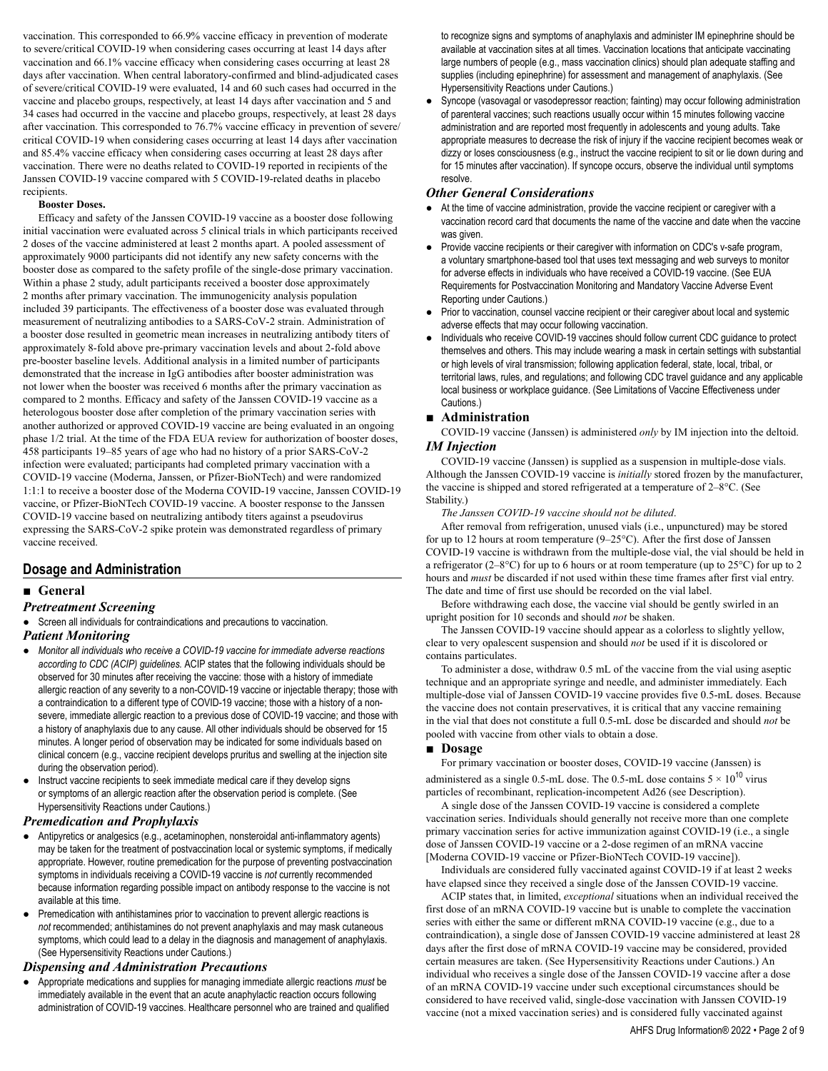vaccination. This corresponded to 66.9% vaccine efficacy in prevention of moderate to severe/critical COVID-19 when considering cases occurring at least 14 days after vaccination and 66.1% vaccine efficacy when considering cases occurring at least 28 days after vaccination. When central laboratory-confirmed and blind-adjudicated cases of severe/critical COVID-19 were evaluated, 14 and 60 such cases had occurred in the vaccine and placebo groups, respectively, at least 14 days after vaccination and 5 and 34 cases had occurred in the vaccine and placebo groups, respectively, at least 28 days after vaccination. This corresponded to 76.7% vaccine efficacy in prevention of severe/critical COVID-19 when considering cases occurring at least 14 days after vaccination and 85.4% vaccine efficacy when considering cases occurring at least 28 days after vaccination. There were no deaths related to COVID-19 reported in recipients of the Janssen COVID-19 vaccine compared with 5 COVID-19-related deaths in placebo recipients.

**Booster Doses.**

Efficacy and safety of the Janssen COVID-19 vaccine as a booster dose following initial vaccination were evaluated across 5 clinical trials in which participants received 2 doses of the vaccine administered at least 2 months apart. A pooled assessment of approximately 9000 participants did not identify any new safety concerns with the booster dose as compared to the safety profile of the single-dose primary vaccination. Within a phase 2 study, adult participants received a booster dose approximately 2 months after primary vaccination. The immunogenicity analysis population included 39 participants. The effectiveness of a booster dose was evaluated through measurement of neutralizing antibodies to a SARS-CoV-2 strain. Administration of a booster dose resulted in geometric mean increases in neutralizing antibody titers of approximately 8-fold above pre-primary vaccination levels and about 2-fold above pre-booster baseline levels. Additional analysis in a limited number of participants demonstrated that the increase in IgG antibodies after booster administration was not lower when the booster was received 6 months after the primary vaccination as compared to 2 months. Efficacy and safety of the Janssen COVID-19 vaccine as a heterologous booster dose after completion of the primary vaccination series with another authorized or approved COVID-19 vaccine are being evaluated in an ongoing phase 1/2 trial. At the time of the FDA EUA review for authorization of booster doses, 458 participants 19–85 years of age who had no history of a prior SARS-CoV-2 infection were evaluated; participants had completed primary vaccination with a COVID-19 vaccine (Moderna, Janssen, or Pfizer-BioNTech) and were randomized 1:1:1 to receive a booster dose of the Moderna COVID-19 vaccine, Janssen COVID-19 vaccine, or Pfizer-BioNTech COVID-19 vaccine. A booster response to the Janssen COVID-19 vaccine based on neutralizing antibody titers against a pseudovirus expressing the SARS-CoV-2 spike protein was demonstrated regardless of primary vaccine received.

## Dosage and Administration

### ■ General

#### *Pretreatment Screening*

- Screen all individuals for contraindications and precautions to vaccination.

#### *Patient Monitoring*

- *Monitor all individuals who receive a COVID-19 vaccine for immediate adverse reactions according to CDC (ACIP) guidelines.* ACIP states that the following individuals should be observed for 30 minutes after receiving the vaccine: those with a history of immediate allergic reaction of any severity to a non-COVID-19 vaccine or injectable therapy; those with a contraindication to a different type of COVID-19 vaccine; those with a history of a non-severe, immediate allergic reaction to a previous dose of COVID-19 vaccine; and those with a history of anaphylaxis due to any cause. All other individuals should be observed for 15 minutes. A longer period of observation may be indicated for some individuals based on clinical concern (e.g., vaccine recipient develops pruritus and swelling at the injection site during the observation period).
- Instruct vaccine recipients to seek immediate medical care if they develop signs or symptoms of an allergic reaction after the observation period is complete. (See Hypersensitivity Reactions under Cautions.)

#### *Premedication and Prophylaxis*

- Antipyretics or analgesics (e.g., acetaminophen, nonsteroidal anti-inflammatory agents) may be taken for the treatment of postvaccination local or systemic symptoms, if medically appropriate. However, routine premedication for the purpose of preventing postvaccination symptoms in individuals receiving a COVID-19 vaccine is *not* currently recommended because information regarding possible impact on antibody response to the vaccine is not available at this time.
- Premedication with antihistamines prior to vaccination to prevent allergic reactions is *not* recommended; antihistamines do not prevent anaphylaxis and may mask cutaneous symptoms, which could lead to a delay in the diagnosis and management of anaphylaxis. (See Hypersensitivity Reactions under Cautions.)

#### *Dispensing and Administration Precautions*

- Appropriate medications and supplies for managing immediate allergic reactions *must* be immediately available in the event that an acute anaphylactic reaction occurs following administration of COVID-19 vaccines. Healthcare personnel who are trained and qualified to recognize signs and symptoms of anaphylaxis and administer IM epinephrine should be available at vaccination sites at all times. Vaccination locations that anticipate vaccinating large numbers of people (e.g., mass vaccination clinics) should plan adequate staffing and supplies (including epinephrine) for assessment and management of anaphylaxis. (See Hypersensitivity Reactions under Cautions.)
- Syncope (vasovagal or vasodepressor reaction; fainting) may occur following administration of parenteral vaccines; such reactions usually occur within 15 minutes following vaccine administration and are reported most frequently in adolescents and young adults. Take appropriate measures to decrease the risk of injury if the vaccine recipient becomes weak or dizzy or loses consciousness (e.g., instruct the vaccine recipient to sit or lie down during and for 15 minutes after vaccination). If syncope occurs, observe the individual until symptoms resolve.

#### *Other General Considerations*

- At the time of vaccine administration, provide the vaccine recipient or caregiver with a vaccination record card that documents the name of the vaccine and date when the vaccine was given.
- Provide vaccine recipients or their caregiver with information on CDC's v-safe program, a voluntary smartphone-based tool that uses text messaging and web surveys to monitor for adverse effects in individuals who have received a COVID-19 vaccine. (See EUA Requirements for Postvaccination Monitoring and Mandatory Vaccine Adverse Event Reporting under Cautions.)
- Prior to vaccination, counsel vaccine recipient or their caregiver about local and systemic adverse effects that may occur following vaccination.
- Individuals who receive COVID-19 vaccines should follow current CDC guidance to protect themselves and others. This may include wearing a mask in certain settings with substantial or high levels of viral transmission; following application federal, state, local, tribal, or territorial laws, rules, and regulations; and following CDC travel guidance and any applicable local business or workplace guidance. (See Limitations of Vaccine Effectiveness under Cautions.)

### ■ Administration

COVID-19 vaccine (Janssen) is administered *only* by IM injection into the deltoid.

#### *IM Injection*

COVID-19 vaccine (Janssen) is supplied as a suspension in multiple-dose vials. Although the Janssen COVID-19 vaccine is *initially* stored frozen by the manufacturer, the vaccine is shipped and stored refrigerated at a temperature of 2–8°C. (See Stability.)

*The Janssen COVID-19 vaccine should not be diluted*.

After removal from refrigeration, unused vials (i.e., unpunctured) may be stored for up to 12 hours at room temperature (9–25°C). After the first dose of Janssen COVID-19 vaccine is withdrawn from the multiple-dose vial, the vial should be held in a refrigerator (2–8°C) for up to 6 hours or at room temperature (up to 25°C) for up to 2 hours and *must* be discarded if not used within these time frames after first vial entry. The date and time of first use should be recorded on the vial label.

Before withdrawing each dose, the vaccine vial should be gently swirled in an upright position for 10 seconds and should *not* be shaken.

The Janssen COVID-19 vaccine should appear as a colorless to slightly yellow, clear to very opalescent suspension and should *not* be used if it is discolored or contains particulates.

To administer a dose, withdraw 0.5 mL of the vaccine from the vial using aseptic technique and an appropriate syringe and needle, and administer immediately. Each multiple-dose vial of Janssen COVID-19 vaccine provides five 0.5-mL doses. Because the vaccine does not contain preservatives, it is critical that any vaccine remaining in the vial that does not constitute a full 0.5-mL dose be discarded and should *not* be pooled with vaccine from other vials to obtain a dose.

### ■ Dosage

For primary vaccination or booster doses, COVID-19 vaccine (Janssen) is administered as a single 0.5-mL dose. The 0.5-mL dose contains $5 \times 10^{10}$ virus particles of recombinant, replication-incompetent Ad26 (see Description).

A single dose of the Janssen COVID-19 vaccine is considered a complete vaccination series. Individuals should generally not receive more than one complete primary vaccination series for active immunization against COVID-19 (i.e., a single dose of Janssen COVID-19 vaccine or a 2-dose regimen of an mRNA vaccine [Moderna COVID-19 vaccine or Pfizer-BioNTech COVID-19 vaccine]).

Individuals are considered fully vaccinated against COVID-19 if at least 2 weeks have elapsed since they received a single dose of the Janssen COVID-19 vaccine.

ACIP states that, in limited, *exceptional* situations when an individual received the first dose of an mRNA COVID-19 vaccine but is unable to complete the vaccination series with either the same or different mRNA COVID-19 vaccine (e.g., due to a contraindication), a single dose of Janssen COVID-19 vaccine administered at least 28 days after the first dose of mRNA COVID-19 vaccine may be considered, provided certain measures are taken. (See Hypersensitivity Reactions under Cautions.) An individual who receives a single dose of the Janssen COVID-19 vaccine after a dose of an mRNA COVID-19 vaccine under such exceptional circumstances should be considered to have received valid, single-dose vaccination with Janssen COVID-19 vaccine (not a mixed vaccination series) and is considered fully vaccinated against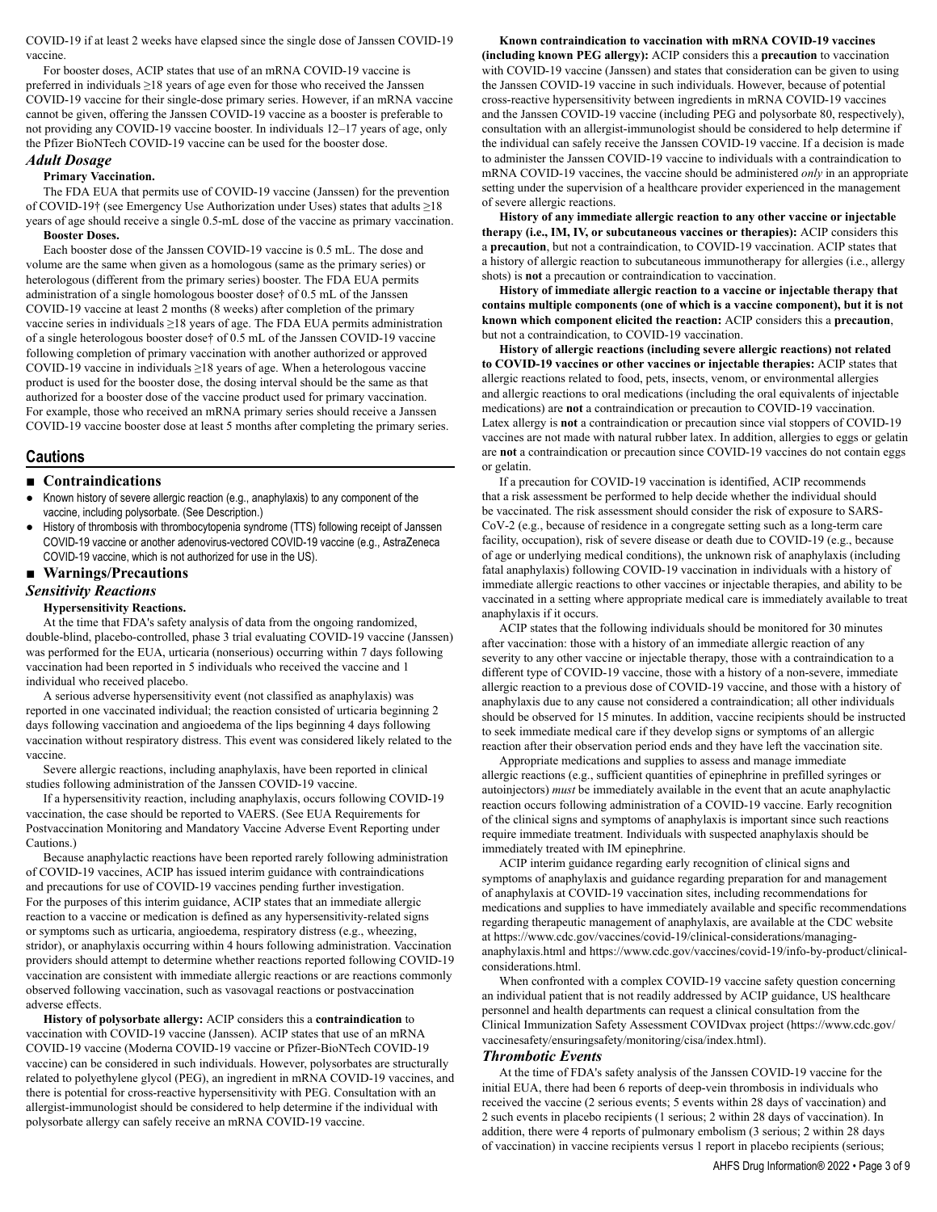COVID-19 if at least 2 weeks have elapsed since the single dose of Janssen COVID-19 vaccine.

For booster doses, ACIP states that use of an mRNA COVID-19 vaccine is preferred in individuals ≥18 years of age even for those who received the Janssen COVID-19 vaccine for their single-dose primary series. However, if an mRNA vaccine cannot be given, offering the Janssen COVID-19 vaccine as a booster is preferable to not providing any COVID-19 vaccine booster. In individuals 12–17 years of age, only the Pfizer BioNTech COVID-19 vaccine can be used for the booster dose.

### *Adult Dosage*

**Primary Vaccination.**

The FDA EUA that permits use of COVID-19 vaccine (Janssen) for the prevention of COVID-19† (see Emergency Use Authorization under Uses) states that adults ≥18 years of age should receive a single 0.5-mL dose of the vaccine as primary vaccination.

**Booster Doses.**

Each booster dose of the Janssen COVID-19 vaccine is 0.5 mL. The dose and volume are the same when given as a homologous (same as the primary series) or heterologous (different from the primary series) booster. The FDA EUA permits administration of a single homologous booster dose† of 0.5 mL of the Janssen COVID-19 vaccine at least 2 months (8 weeks) after completion of the primary vaccine series in individuals ≥18 years of age. The FDA EUA permits administration of a single heterologous booster dose† of 0.5 mL of the Janssen COVID-19 vaccine following completion of primary vaccination with another authorized or approved COVID-19 vaccine in individuals ≥18 years of age. When a heterologous vaccine product is used for the booster dose, the dosing interval should be the same as that authorized for a booster dose of the vaccine product used for primary vaccination. For example, those who received an mRNA primary series should receive a Janssen COVID-19 vaccine booster dose at least 5 months after completing the primary series.

## Cautions

### ■ Contraindications

- Known history of severe allergic reaction (e.g., anaphylaxis) to any component of the vaccine, including polysorbate. (See Description.)
- History of thrombosis with thrombocytopenia syndrome (TTS) following receipt of Janssen COVID-19 vaccine or another adenovirus-vectored COVID-19 vaccine (e.g., AstraZeneca COVID-19 vaccine, which is not authorized for use in the US).

### ■ Warnings/Precautions

### *Sensitivity Reactions*

**Hypersensitivity Reactions.**

At the time that FDA's safety analysis of data from the ongoing randomized, double-blind, placebo-controlled, phase 3 trial evaluating COVID-19 vaccine (Janssen) was performed for the EUA, urticaria (nonserious) occurring within 7 days following vaccination had been reported in 5 individuals who received the vaccine and 1 individual who received placebo.

A serious adverse hypersensitivity event (not classified as anaphylaxis) was reported in one vaccinated individual; the reaction consisted of urticaria beginning 2 days following vaccination and angioedema of the lips beginning 4 days following vaccination without respiratory distress. This event was considered likely related to the vaccine.

Severe allergic reactions, including anaphylaxis, have been reported in clinical studies following administration of the Janssen COVID-19 vaccine.

If a hypersensitivity reaction, including anaphylaxis, occurs following COVID-19 vaccination, the case should be reported to VAERS. (See EUA Requirements for Postvaccination Monitoring and Mandatory Vaccine Adverse Event Reporting under Cautions.)

Because anaphylactic reactions have been reported rarely following administration of COVID-19 vaccines, ACIP has issued interim guidance with contraindications and precautions for use of COVID-19 vaccines pending further investigation. For the purposes of this interim guidance, ACIP states that an immediate allergic reaction to a vaccine or medication is defined as any hypersensitivity-related signs or symptoms such as urticaria, angioedema, respiratory distress (e.g., wheezing, stridor), or anaphylaxis occurring within 4 hours following administration. Vaccination providers should attempt to determine whether reactions reported following COVID-19 vaccination are consistent with immediate allergic reactions or are reactions commonly observed following vaccination, such as vasovagal reactions or postvaccination adverse effects.

**History of polysorbate allergy:** ACIP considers this a **contraindication** to vaccination with COVID-19 vaccine (Janssen). ACIP states that use of an mRNA COVID-19 vaccine (Moderna COVID-19 vaccine or Pfizer-BioNTech COVID-19 vaccine) can be considered in such individuals. However, polysorbates are structurally related to polyethylene glycol (PEG), an ingredient in mRNA COVID-19 vaccines, and there is potential for cross-reactive hypersensitivity with PEG. Consultation with an allergist-immunologist should be considered to help determine if the individual with polysorbate allergy can safely receive an mRNA COVID-19 vaccine.

**Known contraindication to vaccination with mRNA COVID-19 vaccines (including known PEG allergy):** ACIP considers this a **precaution** to vaccination with COVID-19 vaccine (Janssen) and states that consideration can be given to using the Janssen COVID-19 vaccine in such individuals. However, because of potential cross-reactive hypersensitivity between ingredients in mRNA COVID-19 vaccines and the Janssen COVID-19 vaccine (including PEG and polysorbate 80, respectively), consultation with an allergist-immunologist should be considered to help determine if the individual can safely receive the Janssen COVID-19 vaccine. If a decision is made to administer the Janssen COVID-19 vaccine to individuals with a contraindication to mRNA COVID-19 vaccines, the vaccine should be administered *only* in an appropriate setting under the supervision of a healthcare provider experienced in the management of severe allergic reactions.

**History of any immediate allergic reaction to any other vaccine or injectable therapy (i.e., IM, IV, or subcutaneous vaccines or therapies):** ACIP considers this a **precaution**, but not a contraindication, to COVID-19 vaccination. ACIP states that a history of allergic reaction to subcutaneous immunotherapy for allergies (i.e., allergy shots) is **not** a precaution or contraindication to vaccination.

**History of immediate allergic reaction to a vaccine or injectable therapy that contains multiple components (one of which is a vaccine component), but it is not known which component elicited the reaction:** ACIP considers this a **precaution**, but not a contraindication, to COVID-19 vaccination.

**History of allergic reactions (including severe allergic reactions) not related to COVID-19 vaccines or other vaccines or injectable therapies:** ACIP states that allergic reactions related to food, pets, insects, venom, or environmental allergies and allergic reactions to oral medications (including the oral equivalents of injectable medications) are **not** a contraindication or precaution to COVID-19 vaccination. Latex allergy is **not** a contraindication or precaution since vial stoppers of COVID-19 vaccines are not made with natural rubber latex. In addition, allergies to eggs or gelatin are **not** a contraindication or precaution since COVID-19 vaccines do not contain eggs or gelatin.

If a precaution for COVID-19 vaccination is identified, ACIP recommends that a risk assessment be performed to help decide whether the individual should be vaccinated. The risk assessment should consider the risk of exposure to SARS-CoV-2 (e.g., because of residence in a congregate setting such as a long-term care facility, occupation), risk of severe disease or death due to COVID-19 (e.g., because of age or underlying medical conditions), the unknown risk of anaphylaxis (including fatal anaphylaxis) following COVID-19 vaccination in individuals with a history of immediate allergic reactions to other vaccines or injectable therapies, and ability to be vaccinated in a setting where appropriate medical care is immediately available to treat anaphylaxis if it occurs.

ACIP states that the following individuals should be monitored for 30 minutes after vaccination: those with a history of an immediate allergic reaction of any severity to any other vaccine or injectable therapy, those with a contraindication to a different type of COVID-19 vaccine, those with a history of a non-severe, immediate allergic reaction to a previous dose of COVID-19 vaccine, and those with a history of anaphylaxis due to any cause not considered a contraindication; all other individuals should be observed for 15 minutes. In addition, vaccine recipients should be instructed to seek immediate medical care if they develop signs or symptoms of an allergic reaction after their observation period ends and they have left the vaccination site.

Appropriate medications and supplies to assess and manage immediate allergic reactions (e.g., sufficient quantities of epinephrine in prefilled syringes or autoinjectors) *must* be immediately available in the event that an acute anaphylactic reaction occurs following administration of a COVID-19 vaccine. Early recognition of the clinical signs and symptoms of anaphylaxis is important since such reactions require immediate treatment. Individuals with suspected anaphylaxis should be immediately treated with IM epinephrine.

ACIP interim guidance regarding early recognition of clinical signs and symptoms of anaphylaxis and guidance regarding preparation for and management of anaphylaxis at COVID-19 vaccination sites, including recommendations for medications and supplies to have immediately available and specific recommendations regarding therapeutic management of anaphylaxis, are available at the CDC website at https://www.cdc.gov/vaccines/covid-19/clinical-considerations/managing-anaphylaxis.html and https://www.cdc.gov/vaccines/covid-19/info-by-product/clinical-considerations.html.

When confronted with a complex COVID-19 vaccine safety question concerning an individual patient that is not readily addressed by ACIP guidance, US healthcare personnel and health departments can request a clinical consultation from the Clinical Immunization Safety Assessment COVIDvax project (https://www.cdc.gov/vaccinesafety/ensuringsafety/monitoring/cisa/index.html).

### *Thrombotic Events*

At the time of FDA's safety analysis of the Janssen COVID-19 vaccine for the initial EUA, there had been 6 reports of deep-vein thrombosis in individuals who received the vaccine (2 serious events; 5 events within 28 days of vaccination) and 2 such events in placebo recipients (1 serious; 2 within 28 days of vaccination). In addition, there were 4 reports of pulmonary embolism (3 serious; 2 within 28 days of vaccination) in vaccine recipients versus 1 report in placebo recipients (serious;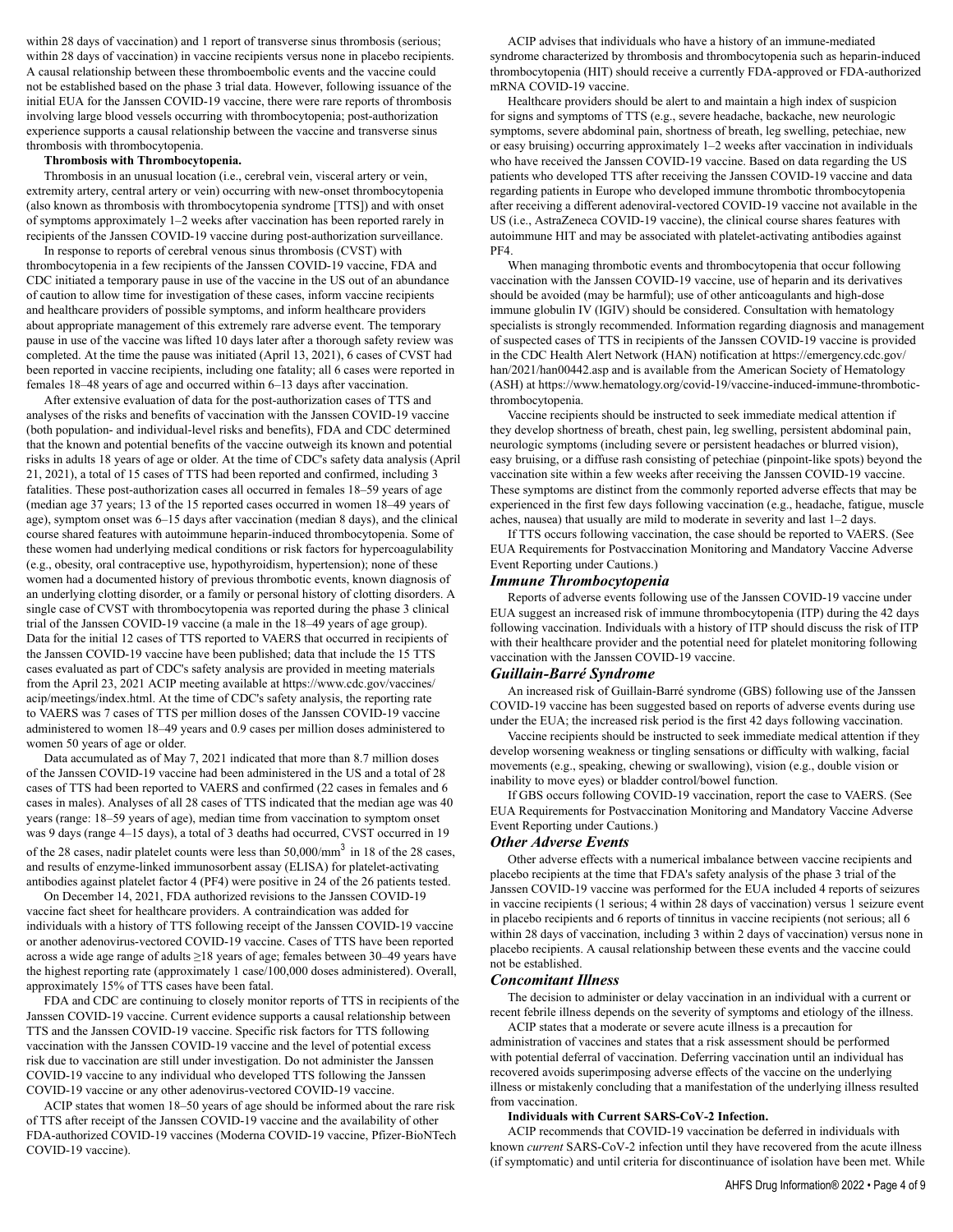within 28 days of vaccination) and 1 report of transverse sinus thrombosis (serious; within 28 days of vaccination) in vaccine recipients versus none in placebo recipients. A causal relationship between these thromboembolic events and the vaccine could not be established based on the phase 3 trial data. However, following issuance of the initial EUA for the Janssen COVID-19 vaccine, there were rare reports of thrombosis involving large blood vessels occurring with thrombocytopenia; post-authorization experience supports a causal relationship between the vaccine and transverse sinus thrombosis with thrombocytopenia.

**Thrombosis with Thrombocytopenia.**

Thrombosis in an unusual location (i.e., cerebral vein, visceral artery or vein, extremity artery, central artery or vein) occurring with new-onset thrombocytopenia (also known as thrombosis with thrombocytopenia syndrome [TTS]) and with onset of symptoms approximately 1–2 weeks after vaccination has been reported rarely in recipients of the Janssen COVID-19 vaccine during post-authorization surveillance.

In response to reports of cerebral venous sinus thrombosis (CVST) with thrombocytopenia in a few recipients of the Janssen COVID-19 vaccine, FDA and CDC initiated a temporary pause in use of the vaccine in the US out of an abundance of caution to allow time for investigation of these cases, inform vaccine recipients and healthcare providers of possible symptoms, and inform healthcare providers about appropriate management of this extremely rare adverse event. The temporary pause in use of the vaccine was lifted 10 days later after a thorough safety review was completed. At the time the pause was initiated (April 13, 2021), 6 cases of CVST had been reported in vaccine recipients, including one fatality; all 6 cases were reported in females 18–48 years of age and occurred within 6–13 days after vaccination.

After extensive evaluation of data for the post-authorization cases of TTS and analyses of the risks and benefits of vaccination with the Janssen COVID-19 vaccine (both population- and individual-level risks and benefits), FDA and CDC determined that the known and potential benefits of the vaccine outweigh its known and potential risks in adults 18 years of age or older. At the time of CDC's safety data analysis (April 21, 2021), a total of 15 cases of TTS had been reported and confirmed, including 3 fatalities. These post-authorization cases all occurred in females 18–59 years of age (median age 37 years; 13 of the 15 reported cases occurred in women 18–49 years of age), symptom onset was 6–15 days after vaccination (median 8 days), and the clinical course shared features with autoimmune heparin-induced thrombocytopenia. Some of these women had underlying medical conditions or risk factors for hypercoagulability (e.g., obesity, oral contraceptive use, hypothyroidism, hypertension); none of these women had a documented history of previous thrombotic events, known diagnosis of an underlying clotting disorder, or a family or personal history of clotting disorders. A single case of CVST with thrombocytopenia was reported during the phase 3 clinical trial of the Janssen COVID-19 vaccine (a male in the 18–49 years of age group). Data for the initial 12 cases of TTS reported to VAERS that occurred in recipients of the Janssen COVID-19 vaccine have been published; data that include the 15 TTS cases evaluated as part of CDC's safety analysis are provided in meeting materials from the April 23, 2021 ACIP meeting available at https://www.cdc.gov/vaccines/acip/meetings/index.html. At the time of CDC's safety analysis, the reporting rate to VAERS was 7 cases of TTS per million doses of the Janssen COVID-19 vaccine administered to women 18–49 years and 0.9 cases per million doses administered to women 50 years of age or older.

Data accumulated as of May 7, 2021 indicated that more than 8.7 million doses of the Janssen COVID-19 vaccine had been administered in the US and a total of 28 cases of TTS had been reported to VAERS and confirmed (22 cases in females and 6 cases in males). Analyses of all 28 cases of TTS indicated that the median age was 40 years (range: 18–59 years of age), median time from vaccination to symptom onset was 9 days (range 4–15 days), a total of 3 deaths had occurred, CVST occurred in 19 of the 28 cases, nadir platelet counts were less than 50,000/mm$^3$ in 18 of the 28 cases, and results of enzyme-linked immunosorbent assay (ELISA) for platelet-activating antibodies against platelet factor 4 (PF4) were positive in 24 of the 26 patients tested.

On December 14, 2021, FDA authorized revisions to the Janssen COVID-19 vaccine fact sheet for healthcare providers. A contraindication was added for individuals with a history of TTS following receipt of the Janssen COVID-19 vaccine or another adenovirus-vectored COVID-19 vaccine. Cases of TTS have been reported across a wide age range of adults ≥18 years of age; females between 30–49 years have the highest reporting rate (approximately 1 case/100,000 doses administered). Overall, approximately 15% of TTS cases have been fatal.

FDA and CDC are continuing to closely monitor reports of TTS in recipients of the Janssen COVID-19 vaccine. Current evidence supports a causal relationship between TTS and the Janssen COVID-19 vaccine. Specific risk factors for TTS following vaccination with the Janssen COVID-19 vaccine and the level of potential excess risk due to vaccination are still under investigation. Do not administer the Janssen COVID-19 vaccine to any individual who developed TTS following the Janssen COVID-19 vaccine or any other adenovirus-vectored COVID-19 vaccine.

ACIP states that women 18–50 years of age should be informed about the rare risk of TTS after receipt of the Janssen COVID-19 vaccine and the availability of other FDA-authorized COVID-19 vaccines (Moderna COVID-19 vaccine, Pfizer-BioNTech COVID-19 vaccine).

ACIP advises that individuals who have a history of an immune-mediated syndrome characterized by thrombosis and thrombocytopenia such as heparin-induced thrombocytopenia (HIT) should receive a currently FDA-approved or FDA-authorized mRNA COVID-19 vaccine.

Healthcare providers should be alert to and maintain a high index of suspicion for signs and symptoms of TTS (e.g., severe headache, backache, new neurologic symptoms, severe abdominal pain, shortness of breath, leg swelling, petechiae, new or easy bruising) occurring approximately 1–2 weeks after vaccination in individuals who have received the Janssen COVID-19 vaccine. Based on data regarding the US patients who developed TTS after receiving the Janssen COVID-19 vaccine and data regarding patients in Europe who developed immune thrombotic thrombocytopenia after receiving a different adenoviral-vectored COVID-19 vaccine not available in the US (i.e., AstraZeneca COVID-19 vaccine), the clinical course shares features with autoimmune HIT and may be associated with platelet-activating antibodies against PF4.

When managing thrombotic events and thrombocytopenia that occur following vaccination with the Janssen COVID-19 vaccine, use of heparin and its derivatives should be avoided (may be harmful); use of other anticoagulants and high-dose immune globulin IV (IGIV) should be considered. Consultation with hematology specialists is strongly recommended. Information regarding diagnosis and management of suspected cases of TTS in recipients of the Janssen COVID-19 vaccine is provided in the CDC Health Alert Network (HAN) notification at https://emergency.cdc.gov/han/2021/han00442.asp and is available from the American Society of Hematology (ASH) at https://www.hematology.org/covid-19/vaccine-induced-immune-thrombotic-thrombocytopenia.

Vaccine recipients should be instructed to seek immediate medical attention if they develop shortness of breath, chest pain, leg swelling, persistent abdominal pain, neurologic symptoms (including severe or persistent headaches or blurred vision), easy bruising, or a diffuse rash consisting of petechiae (pinpoint-like spots) beyond the vaccination site within a few weeks after receiving the Janssen COVID-19 vaccine. These symptoms are distinct from the commonly reported adverse effects that may be experienced in the first few days following vaccination (e.g., headache, fatigue, muscle aches, nausea) that usually are mild to moderate in severity and last 1–2 days.

If TTS occurs following vaccination, the case should be reported to VAERS. (See EUA Requirements for Postvaccination Monitoring and Mandatory Vaccine Adverse Event Reporting under Cautions.)

### *Immune Thrombocytopenia*

Reports of adverse events following use of the Janssen COVID-19 vaccine under EUA suggest an increased risk of immune thrombocytopenia (ITP) during the 42 days following vaccination. Individuals with a history of ITP should discuss the risk of ITP with their healthcare provider and the potential need for platelet monitoring following vaccination with the Janssen COVID-19 vaccine.

### *Guillain-Barré Syndrome*

An increased risk of Guillain-Barré syndrome (GBS) following use of the Janssen COVID-19 vaccine has been suggested based on reports of adverse events during use under the EUA; the increased risk period is the first 42 days following vaccination.

Vaccine recipients should be instructed to seek immediate medical attention if they develop worsening weakness or tingling sensations or difficulty with walking, facial movements (e.g., speaking, chewing or swallowing), vision (e.g., double vision or inability to move eyes) or bladder control/bowel function.

If GBS occurs following COVID-19 vaccination, report the case to VAERS. (See EUA Requirements for Postvaccination Monitoring and Mandatory Vaccine Adverse Event Reporting under Cautions.)

### *Other Adverse Events*

Other adverse effects with a numerical imbalance between vaccine recipients and placebo recipients at the time that FDA's safety analysis of the phase 3 trial of the Janssen COVID-19 vaccine was performed for the EUA included 4 reports of seizures in vaccine recipients (1 serious; 4 within 28 days of vaccination) versus 1 seizure event in placebo recipients and 6 reports of tinnitus in vaccine recipients (not serious; all 6 within 28 days of vaccination, including 3 within 2 days of vaccination) versus none in placebo recipients. A causal relationship between these events and the vaccine could not be established.

### *Concomitant Illness*

The decision to administer or delay vaccination in an individual with a current or recent febrile illness depends on the severity of symptoms and etiology of the illness.

ACIP states that a moderate or severe acute illness is a precaution for administration of vaccines and states that a risk assessment should be performed with potential deferral of vaccination. Deferring vaccination until an individual has recovered avoids superimposing adverse effects of the vaccine on the underlying illness or mistakenly concluding that a manifestation of the underlying illness resulted from vaccination.

**Individuals with Current SARS-CoV-2 Infection.**

ACIP recommends that COVID-19 vaccination be deferred in individuals with known *current* SARS-CoV-2 infection until they have recovered from the acute illness (if symptomatic) and until criteria for discontinuance of isolation have been met. While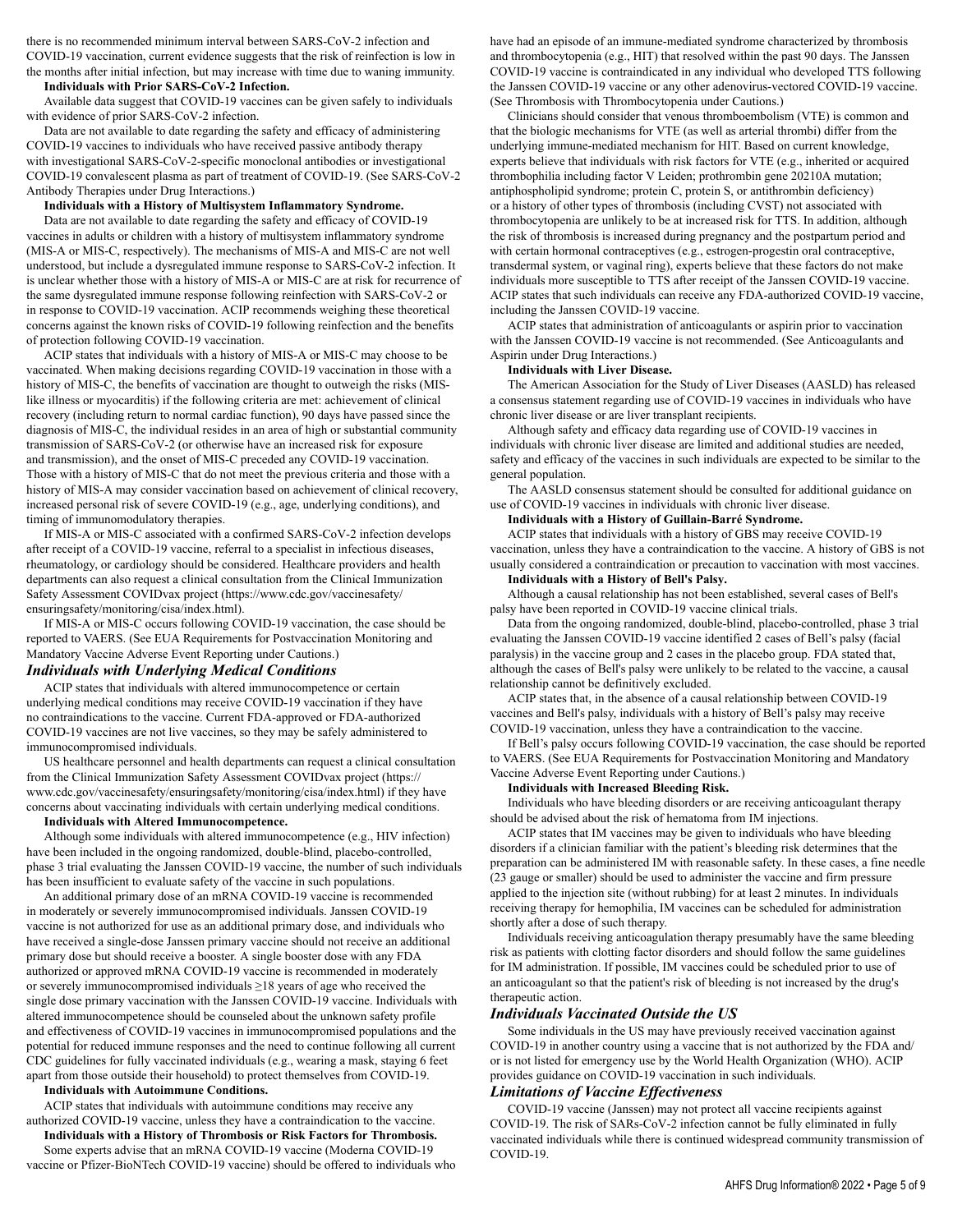there is no recommended minimum interval between SARS-CoV-2 infection and COVID-19 vaccination, current evidence suggests that the risk of reinfection is low in the months after initial infection, but may increase with time due to waning immunity.

**Individuals with Prior SARS-CoV-2 Infection.**

Available data suggest that COVID-19 vaccines can be given safely to individuals with evidence of prior SARS-CoV-2 infection.

Data are not available to date regarding the safety and efficacy of administering COVID-19 vaccines to individuals who have received passive antibody therapy with investigational SARS-CoV-2-specific monoclonal antibodies or investigational COVID-19 convalescent plasma as part of treatment of COVID-19. (See SARS-CoV-2 Antibody Therapies under Drug Interactions.)

**Individuals with a History of Multisystem Inflammatory Syndrome.**

Data are not available to date regarding the safety and efficacy of COVID-19 vaccines in adults or children with a history of multisystem inflammatory syndrome (MIS-A or MIS-C, respectively). The mechanisms of MIS-A and MIS-C are not well understood, but include a dysregulated immune response to SARS-CoV-2 infection. It is unclear whether those with a history of MIS-A or MIS-C are at risk for recurrence of the same dysregulated immune response following reinfection with SARS-CoV-2 or in response to COVID-19 vaccination. ACIP recommends weighing these theoretical concerns against the known risks of COVID-19 following reinfection and the benefits of protection following COVID-19 vaccination.

ACIP states that individuals with a history of MIS-A or MIS-C may choose to be vaccinated. When making decisions regarding COVID-19 vaccination in those with a history of MIS-C, the benefits of vaccination are thought to outweigh the risks (MIS-like illness or myocarditis) if the following criteria are met: achievement of clinical recovery (including return to normal cardiac function), 90 days have passed since the diagnosis of MIS-C, the individual resides in an area of high or substantial community transmission of SARS-CoV-2 (or otherwise have an increased risk for exposure and transmission), and the onset of MIS-C preceded any COVID-19 vaccination. Those with a history of MIS-C that do not meet the previous criteria and those with a history of MIS-A may consider vaccination based on achievement of clinical recovery, increased personal risk of severe COVID-19 (e.g., age, underlying conditions), and timing of immunomodulatory therapies.

If MIS-A or MIS-C associated with a confirmed SARS-CoV-2 infection develops after receipt of a COVID-19 vaccine, referral to a specialist in infectious diseases, rheumatology, or cardiology should be considered. Healthcare providers and health departments can also request a clinical consultation from the Clinical Immunization Safety Assessment COVIDvax project (https://www.cdc.gov/vaccinesafety/ensuringsafety/monitoring/cisa/index.html).

If MIS-A or MIS-C occurs following COVID-19 vaccination, the case should be reported to VAERS. (See EUA Requirements for Postvaccination Monitoring and Mandatory Vaccine Adverse Event Reporting under Cautions.)

### *Individuals with Underlying Medical Conditions*

ACIP states that individuals with altered immunocompetence or certain underlying medical conditions may receive COVID-19 vaccination if they have no contraindications to the vaccine. Current FDA-approved or FDA-authorized COVID-19 vaccines are not live vaccines, so they may be safely administered to immunocompromised individuals.

US healthcare personnel and health departments can request a clinical consultation from the Clinical Immunization Safety Assessment COVIDvax project (https://www.cdc.gov/vaccinesafety/ensuringsafety/monitoring/cisa/index.html) if they have concerns about vaccinating individuals with certain underlying medical conditions.

**Individuals with Altered Immunocompetence.**

Although some individuals with altered immunocompetence (e.g., HIV infection) have been included in the ongoing randomized, double-blind, placebo-controlled, phase 3 trial evaluating the Janssen COVID-19 vaccine, the number of such individuals has been insufficient to evaluate safety of the vaccine in such populations.

An additional primary dose of an mRNA COVID-19 vaccine is recommended in moderately or severely immunocompromised individuals. Janssen COVID-19 vaccine is not authorized for use as an additional primary dose, and individuals who have received a single-dose Janssen primary vaccine should not receive an additional primary dose but should receive a booster. A single booster dose with any FDA authorized or approved mRNA COVID-19 vaccine is recommended in moderately or severely immunocompromised individuals ≥18 years of age who received the single dose primary vaccination with the Janssen COVID-19 vaccine. Individuals with altered immunocompetence should be counseled about the unknown safety profile and effectiveness of COVID-19 vaccines in immunocompromised populations and the potential for reduced immune responses and the need to continue following all current CDC guidelines for fully vaccinated individuals (e.g., wearing a mask, staying 6 feet apart from those outside their household) to protect themselves from COVID-19.

**Individuals with Autoimmune Conditions.**

ACIP states that individuals with autoimmune conditions may receive any authorized COVID-19 vaccine, unless they have a contraindication to the vaccine.

**Individuals with a History of Thrombosis or Risk Factors for Thrombosis.**

Some experts advise that an mRNA COVID-19 vaccine (Moderna COVID-19 vaccine or Pfizer-BioNTech COVID-19 vaccine) should be offered to individuals who have had an episode of an immune-mediated syndrome characterized by thrombosis and thrombocytopenia (e.g., HIT) that resolved within the past 90 days. The Janssen COVID-19 vaccine is contraindicated in any individual who developed TTS following the Janssen COVID-19 vaccine or any other adenovirus-vectored COVID-19 vaccine. (See Thrombosis with Thrombocytopenia under Cautions.)

Clinicians should consider that venous thromboembolism (VTE) is common and that the biologic mechanisms for VTE (as well as arterial thrombi) differ from the underlying immune-mediated mechanism for HIT. Based on current knowledge, experts believe that individuals with risk factors for VTE (e.g., inherited or acquired thrombophilia including factor V Leiden; prothrombin gene 20210A mutation; antiphospholipid syndrome; protein C, protein S, or antithrombin deficiency) or a history of other types of thrombosis (including CVST) not associated with thrombocytopenia are unlikely to be at increased risk for TTS. In addition, although the risk of thrombosis is increased during pregnancy and the postpartum period and with certain hormonal contraceptives (e.g., estrogen-progestin oral contraceptive, transdermal system, or vaginal ring), experts believe that these factors do not make individuals more susceptible to TTS after receipt of the Janssen COVID-19 vaccine. ACIP states that such individuals can receive any FDA-authorized COVID-19 vaccine, including the Janssen COVID-19 vaccine.

ACIP states that administration of anticoagulants or aspirin prior to vaccination with the Janssen COVID-19 vaccine is not recommended. (See Anticoagulants and Aspirin under Drug Interactions.)

**Individuals with Liver Disease.**

The American Association for the Study of Liver Diseases (AASLD) has released a consensus statement regarding use of COVID-19 vaccines in individuals who have chronic liver disease or are liver transplant recipients.

Although safety and efficacy data regarding use of COVID-19 vaccines in individuals with chronic liver disease are limited and additional studies are needed, safety and efficacy of the vaccines in such individuals are expected to be similar to the general population.

The AASLD consensus statement should be consulted for additional guidance on use of COVID-19 vaccines in individuals with chronic liver disease.

**Individuals with a History of Guillain-Barré Syndrome.**

ACIP states that individuals with a history of GBS may receive COVID-19 vaccination, unless they have a contraindication to the vaccine. A history of GBS is not usually considered a contraindication or precaution to vaccination with most vaccines.

**Individuals with a History of Bell's Palsy.**

Although a causal relationship has not been established, several cases of Bell's palsy have been reported in COVID-19 vaccine clinical trials.

Data from the ongoing randomized, double-blind, placebo-controlled, phase 3 trial evaluating the Janssen COVID-19 vaccine identified 2 cases of Bell's palsy (facial paralysis) in the vaccine group and 2 cases in the placebo group. FDA stated that, although the cases of Bell's palsy were unlikely to be related to the vaccine, a causal relationship cannot be definitively excluded.

ACIP states that, in the absence of a causal relationship between COVID-19 vaccines and Bell's palsy, individuals with a history of Bell's palsy may receive COVID-19 vaccination, unless they have a contraindication to the vaccine.

If Bell's palsy occurs following COVID-19 vaccination, the case should be reported to VAERS. (See EUA Requirements for Postvaccination Monitoring and Mandatory Vaccine Adverse Event Reporting under Cautions.)

**Individuals with Increased Bleeding Risk.**

Individuals who have bleeding disorders or are receiving anticoagulant therapy should be advised about the risk of hematoma from IM injections.

ACIP states that IM vaccines may be given to individuals who have bleeding disorders if a clinician familiar with the patient's bleeding risk determines that the preparation can be administered IM with reasonable safety. In these cases, a fine needle (23 gauge or smaller) should be used to administer the vaccine and firm pressure applied to the injection site (without rubbing) for at least 2 minutes. In individuals receiving therapy for hemophilia, IM vaccines can be scheduled for administration shortly after a dose of such therapy.

Individuals receiving anticoagulation therapy presumably have the same bleeding risk as patients with clotting factor disorders and should follow the same guidelines for IM administration. If possible, IM vaccines could be scheduled prior to use of an anticoagulant so that the patient's risk of bleeding is not increased by the drug's therapeutic action.

### *Individuals Vaccinated Outside the US*

Some individuals in the US may have previously received vaccination against COVID-19 in another country using a vaccine that is not authorized by the FDA and/or is not listed for emergency use by the World Health Organization (WHO). ACIP provides guidance on COVID-19 vaccination in such individuals.

### *Limitations of Vaccine Effectiveness*

COVID-19 vaccine (Janssen) may not protect all vaccine recipients against COVID-19. The risk of SARs-CoV-2 infection cannot be fully eliminated in fully vaccinated individuals while there is continued widespread community transmission of COVID-19.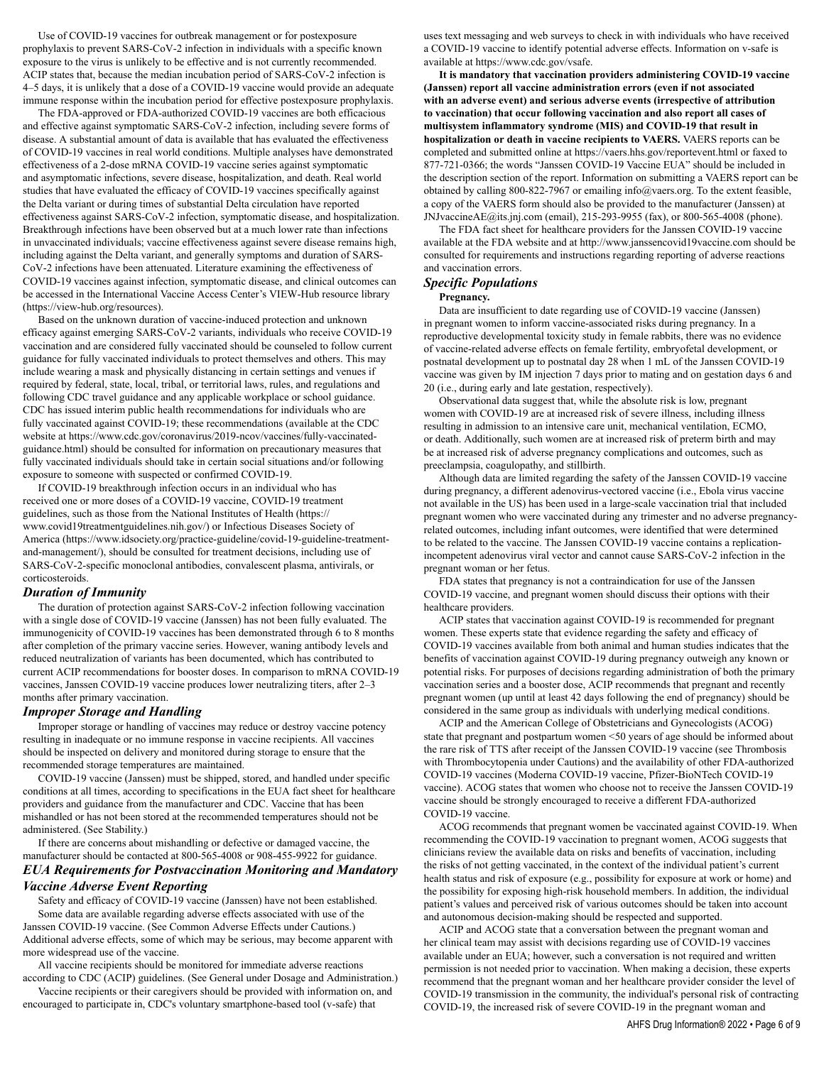Use of COVID-19 vaccines for outbreak management or for postexposure prophylaxis to prevent SARS-CoV-2 infection in individuals with a specific known exposure to the virus is unlikely to be effective and is not currently recommended. ACIP states that, because the median incubation period of SARS-CoV-2 infection is 4–5 days, it is unlikely that a dose of a COVID-19 vaccine would provide an adequate immune response within the incubation period for effective postexposure prophylaxis.

The FDA-approved or FDA-authorized COVID-19 vaccines are both efficacious and effective against symptomatic SARS-CoV-2 infection, including severe forms of disease. A substantial amount of data is available that has evaluated the effectiveness of COVID-19 vaccines in real world conditions. Multiple analyses have demonstrated effectiveness of a 2-dose mRNA COVID-19 vaccine series against symptomatic and asymptomatic infections, severe disease, hospitalization, and death. Real world studies that have evaluated the efficacy of COVID-19 vaccines specifically against the Delta variant or during times of substantial Delta circulation have reported effectiveness against SARS-CoV-2 infection, symptomatic disease, and hospitalization. Breakthrough infections have been observed but at a much lower rate than infections in unvaccinated individuals; vaccine effectiveness against severe disease remains high, including against the Delta variant, and generally symptoms and duration of SARS-CoV-2 infections have been attenuated. Literature examining the effectiveness of COVID-19 vaccines against infection, symptomatic disease, and clinical outcomes can be accessed in the International Vaccine Access Center's VIEW-Hub resource library (https://view-hub.org/resources).

Based on the unknown duration of vaccine-induced protection and unknown efficacy against emerging SARS-CoV-2 variants, individuals who receive COVID-19 vaccination and are considered fully vaccinated should be counseled to follow current guidance for fully vaccinated individuals to protect themselves and others. This may include wearing a mask and physically distancing in certain settings and venues if required by federal, state, local, tribal, or territorial laws, rules, and regulations and following CDC travel guidance and any applicable workplace or school guidance. CDC has issued interim public health recommendations for individuals who are fully vaccinated against COVID-19; these recommendations (available at the CDC website at https://www.cdc.gov/coronavirus/2019-ncov/vaccines/fully-vaccinated-guidance.html) should be consulted for information on precautionary measures that fully vaccinated individuals should take in certain social situations and/or following exposure to someone with suspected or confirmed COVID-19.

If COVID-19 breakthrough infection occurs in an individual who has received one or more doses of a COVID-19 vaccine, COVID-19 treatment guidelines, such as those from the National Institutes of Health (https://www.covid19treatmentguidelines.nih.gov/) or Infectious Diseases Society of America (https://www.idsociety.org/practice-guideline/covid-19-guideline-treatment-and-management/), should be consulted for treatment decisions, including use of SARS-CoV-2-specific monoclonal antibodies, convalescent plasma, antivirals, or corticosteroids.

## *Duration of Immunity*

The duration of protection against SARS-CoV-2 infection following vaccination with a single dose of COVID-19 vaccine (Janssen) has not been fully evaluated. The immunogenicity of COVID-19 vaccines has been demonstrated through 6 to 8 months after completion of the primary vaccine series. However, waning antibody levels and reduced neutralization of variants has been documented, which has contributed to current ACIP recommendations for booster doses. In comparison to mRNA COVID-19 vaccines, Janssen COVID-19 vaccine produces lower neutralizing titers, after 2–3 months after primary vaccination.

## *Improper Storage and Handling*

Improper storage or handling of vaccines may reduce or destroy vaccine potency resulting in inadequate or no immune response in vaccine recipients. All vaccines should be inspected on delivery and monitored during storage to ensure that the recommended storage temperatures are maintained.

COVID-19 vaccine (Janssen) must be shipped, stored, and handled under specific conditions at all times, according to specifications in the EUA fact sheet for healthcare providers and guidance from the manufacturer and CDC. Vaccine that has been mishandled or has not been stored at the recommended temperatures should not be administered. (See Stability.)

If there are concerns about mishandling or defective or damaged vaccine, the manufacturer should be contacted at 800-565-4008 or 908-455-9922 for guidance.

## *EUA Requirements for Postvaccination Monitoring and Mandatory Vaccine Adverse Event Reporting*

Safety and efficacy of COVID-19 vaccine (Janssen) have not been established.

Some data are available regarding adverse effects associated with use of the Janssen COVID-19 vaccine. (See Common Adverse Effects under Cautions.) Additional adverse effects, some of which may be serious, may become apparent with more widespread use of the vaccine.

All vaccine recipients should be monitored for immediate adverse reactions according to CDC (ACIP) guidelines. (See General under Dosage and Administration.)

Vaccine recipients or their caregivers should be provided with information on, and encouraged to participate in, CDC's voluntary smartphone-based tool (v-safe) that uses text messaging and web surveys to check in with individuals who have received a COVID-19 vaccine to identify potential adverse effects. Information on v-safe is available at https://www.cdc.gov/vsafe.

**It is mandatory that vaccination providers administering COVID-19 vaccine (Janssen) report all vaccine administration errors (even if not associated with an adverse event) and serious adverse events (irrespective of attribution to vaccination) that occur following vaccination and also report all cases of multisystem inflammatory syndrome (MIS) and COVID-19 that result in hospitalization or death in vaccine recipients to VAERS.** VAERS reports can be completed and submitted online at https://vaers.hhs.gov/reportevent.html or faxed to 877-721-0366; the words "Janssen COVID-19 Vaccine EUA" should be included in the description section of the report. Information on submitting a VAERS report can be obtained by calling 800-822-7967 or emailing info@vaers.org. To the extent feasible, a copy of the VAERS form should also be provided to the manufacturer (Janssen) at JNJvaccineAE@its.jnj.com (email), 215-293-9955 (fax), or 800-565-4008 (phone).

The FDA fact sheet for healthcare providers for the Janssen COVID-19 vaccine available at the FDA website and at http://www.janssencovid19vaccine.com should be consulted for requirements and instructions regarding reporting of adverse reactions and vaccination errors.

## *Specific Populations*

**Pregnancy.**

Data are insufficient to date regarding use of COVID-19 vaccine (Janssen) in pregnant women to inform vaccine-associated risks during pregnancy. In a reproductive developmental toxicity study in female rabbits, there was no evidence of vaccine-related adverse effects on female fertility, embryofetal development, or postnatal development up to postnatal day 28 when 1 mL of the Janssen COVID-19 vaccine was given by IM injection 7 days prior to mating and on gestation days 6 and 20 (i.e., during early and late gestation, respectively).

Observational data suggest that, while the absolute risk is low, pregnant women with COVID-19 are at increased risk of severe illness, including illness resulting in admission to an intensive care unit, mechanical ventilation, ECMO, or death. Additionally, such women are at increased risk of preterm birth and may be at increased risk of adverse pregnancy complications and outcomes, such as preeclampsia, coagulopathy, and stillbirth.

Although data are limited regarding the safety of the Janssen COVID-19 vaccine during pregnancy, a different adenovirus-vectored vaccine (i.e., Ebola virus vaccine not available in the US) has been used in a large-scale vaccination trial that included pregnant women who were vaccinated during any trimester and no adverse pregnancy-related outcomes, including infant outcomes, were identified that were determined to be related to the vaccine. The Janssen COVID-19 vaccine contains a replication-incompetent adenovirus viral vector and cannot cause SARS-CoV-2 infection in the pregnant woman or her fetus.

FDA states that pregnancy is not a contraindication for use of the Janssen COVID-19 vaccine, and pregnant women should discuss their options with their healthcare providers.

ACIP states that vaccination against COVID-19 is recommended for pregnant women. These experts state that evidence regarding the safety and efficacy of COVID-19 vaccines available from both animal and human studies indicates that the benefits of vaccination against COVID-19 during pregnancy outweigh any known or potential risks. For purposes of decisions regarding administration of both the primary vaccination series and a booster dose, ACIP recommends that pregnant and recently pregnant women (up until at least 42 days following the end of pregnancy) should be considered in the same group as individuals with underlying medical conditions.

ACIP and the American College of Obstetricians and Gynecologists (ACOG) state that pregnant and postpartum women <50 years of age should be informed about the rare risk of TTS after receipt of the Janssen COVID-19 vaccine (see Thrombosis with Thrombocytopenia under Cautions) and the availability of other FDA-authorized COVID-19 vaccines (Moderna COVID-19 vaccine, Pfizer-BioNTech COVID-19 vaccine). ACOG states that women who choose not to receive the Janssen COVID-19 vaccine should be strongly encouraged to receive a different FDA-authorized COVID-19 vaccine.

ACOG recommends that pregnant women be vaccinated against COVID-19. When recommending the COVID-19 vaccination to pregnant women, ACOG suggests that clinicians review the available data on risks and benefits of vaccination, including the risks of not getting vaccinated, in the context of the individual patient's current health status and risk of exposure (e.g., possibility for exposure at work or home) and the possibility for exposing high-risk household members. In addition, the individual patient's values and perceived risk of various outcomes should be taken into account and autonomous decision-making should be respected and supported.

ACIP and ACOG state that a conversation between the pregnant woman and her clinical team may assist with decisions regarding use of COVID-19 vaccines available under an EUA; however, such a conversation is not required and written permission is not needed prior to vaccination. When making a decision, these experts recommend that the pregnant woman and her healthcare provider consider the level of COVID-19 transmission in the community, the individual's personal risk of contracting COVID-19, the increased risk of severe COVID-19 in the pregnant woman and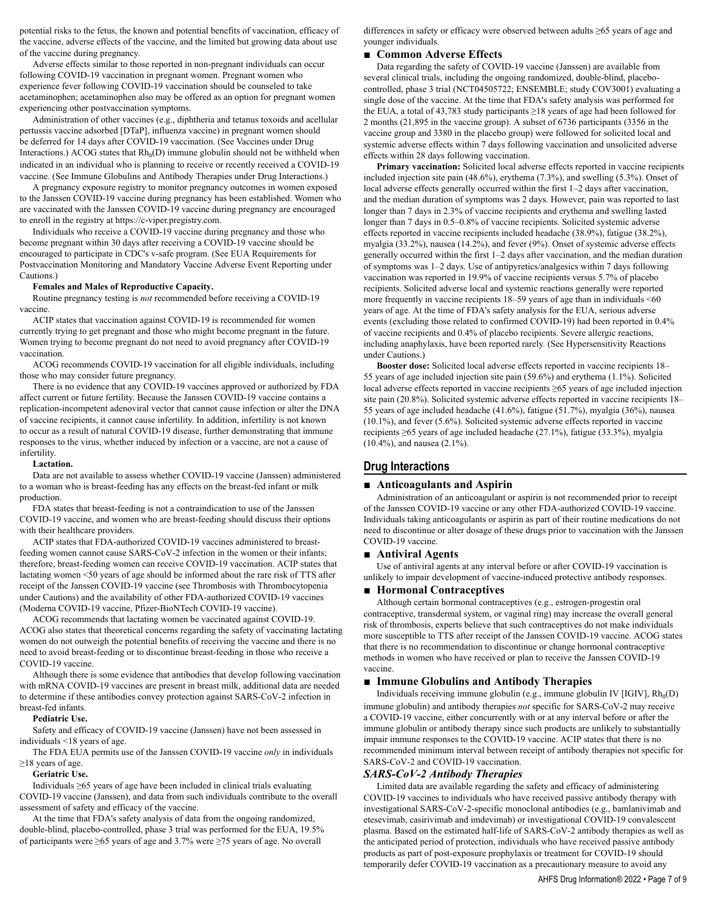potential risks to the fetus, the known and potential benefits of vaccination, efficacy of the vaccine, adverse effects of the vaccine, and the limited but growing data about use of the vaccine during pregnancy.

Adverse effects similar to those reported in non-pregnant individuals can occur following COVID-19 vaccination in pregnant women. Pregnant women who experience fever following COVID-19 vaccination should be counseled to take acetaminophen; acetaminophen also may be offered as an option for pregnant women experiencing other postvaccination symptoms.

Administration of other vaccines (e.g., diphtheria and tetanus toxoids and acellular pertussis vaccine adsorbed [DTaP], influenza vaccine) in pregnant women should be deferred for 14 days after COVID-19 vaccination. (See Vaccines under Drug Interactions.) ACOG states that $Rh_o(D)$ immune globulin should not be withheld when indicated in an individual who is planning to receive or recently received a COVID-19 vaccine. (See Immune Globulins and Antibody Therapies under Drug Interactions.)

A pregnancy exposure registry to monitor pregnancy outcomes in women exposed to the Janssen COVID-19 vaccine during pregnancy has been established. Women who are vaccinated with the Janssen COVID-19 vaccine during pregnancy are encouraged to enroll in the registry at https://c-viper.pregistry.com.

Individuals who receive a COVID-19 vaccine during pregnancy and those who become pregnant within 30 days after receiving a COVID-19 vaccine should be encouraged to participate in CDC's v-safe program. (See EUA Requirements for Postvaccination Monitoring and Mandatory Vaccine Adverse Event Reporting under Cautions.)

**Females and Males of Reproductive Capacity.**

Routine pregnancy testing is *not* recommended before receiving a COVID-19 vaccine.

ACIP states that vaccination against COVID-19 is recommended for women currently trying to get pregnant and those who might become pregnant in the future. Women trying to become pregnant do not need to avoid pregnancy after COVID-19 vaccination.

ACOG recommends COVID-19 vaccination for all eligible individuals, including those who may consider future pregnancy.

There is no evidence that any COVID-19 vaccines approved or authorized by FDA affect current or future fertility. Because the Janssen COVID-19 vaccine contains a replication-incompetent adenoviral vector that cannot cause infection or alter the DNA of vaccine recipients, it cannot cause infertility. In addition, infertility is not known to occur as a result of natural COVID-19 disease, further demonstrating that immune responses to the virus, whether induced by infection or a vaccine, are not a cause of infertility.

**Lactation.**

Data are not available to assess whether COVID-19 vaccine (Janssen) administered to a woman who is breast-feeding has any effects on the breast-fed infant or milk production.

FDA states that breast-feeding is not a contraindication to use of the Janssen COVID-19 vaccine, and women who are breast-feeding should discuss their options with their healthcare providers.

ACIP states that FDA-authorized COVID-19 vaccines administered to breast-feeding women cannot cause SARS-CoV-2 infection in the women or their infants; therefore, breast-feeding women can receive COVID-19 vaccination. ACIP states that lactating women <50 years of age should be informed about the rare risk of TTS after receipt of the Janssen COVID-19 vaccine (see Thrombosis with Thrombocytopenia under Cautions) and the availability of other FDA-authorized COVID-19 vaccines (Moderna COVID-19 vaccine, Pfizer-BioNTech COVID-19 vaccine).

ACOG recommends that lactating women be vaccinated against COVID-19. ACOG also states that theoretical concerns regarding the safety of vaccinating lactating women do not outweigh the potential benefits of receiving the vaccine and there is no need to avoid breast-feeding or to discontinue breast-feeding in those who receive a COVID-19 vaccine.

Although there is some evidence that antibodies that develop following vaccination with mRNA COVID-19 vaccines are present in breast milk, additional data are needed to determine if these antibodies convey protection against SARS-CoV-2 infection in breast-fed infants.

**Pediatric Use.**

Safety and efficacy of COVID-19 vaccine (Janssen) have not been assessed in individuals <18 years of age.

The FDA EUA permits use of the Janssen COVID-19 vaccine *only* in individuals ≥18 years of age.

**Geriatric Use.**

Individuals ≥65 years of age have been included in clinical trials evaluating COVID-19 vaccine (Janssen), and data from such individuals contribute to the overall assessment of safety and efficacy of the vaccine.

At the time that FDA's safety analysis of data from the ongoing randomized, double-blind, placebo-controlled, phase 3 trial was performed for the EUA, 19.5% of participants were ≥65 years of age and 3.7% were ≥75 years of age. No overall differences in safety or efficacy were observed between adults ≥65 years of age and younger individuals.

### ■ Common Adverse Effects

Data regarding the safety of COVID-19 vaccine (Janssen) are available from several clinical trials, including the ongoing randomized, double-blind, placebo-controlled, phase 3 trial (NCT04505722; ENSEMBLE; study COV3001) evaluating a single dose of the vaccine. At the time that FDA's safety analysis was performed for the EUA, a total of 43,783 study participants ≥18 years of age had been followed for 2 months (21,895 in the vaccine group). A subset of 6736 participants (3356 in the vaccine group and 3380 in the placebo group) were followed for solicited local and systemic adverse effects within 7 days following vaccination and unsolicited adverse effects within 28 days following vaccination.

**Primary vaccination:** Solicited local adverse effects reported in vaccine recipients included injection site pain (48.6%), erythema (7.3%), and swelling (5.3%). Onset of local adverse effects generally occurred within the first 1–2 days after vaccination, and the median duration of symptoms was 2 days. However, pain was reported to last longer than 7 days in 2.3% of vaccine recipients and erythema and swelling lasted longer than 7 days in 0.5–0.8% of vaccine recipients. Solicited systemic adverse effects reported in vaccine recipients included headache (38.9%), fatigue (38.2%), myalgia (33.2%), nausea (14.2%), and fever (9%). Onset of systemic adverse effects generally occurred within the first 1–2 days after vaccination, and the median duration of symptoms was 1–2 days. Use of antipyretics/analgesics within 7 days following vaccination was reported in 19.9% of vaccine recipients versus 5.7% of placebo recipients. Solicited adverse local and systemic reactions generally were reported more frequently in vaccine recipients 18–59 years of age than in individuals <60 years of age. At the time of FDA's safety analysis for the EUA, serious adverse events (excluding those related to confirmed COVID-19) had been reported in 0.4% of vaccine recipients and 0.4% of placebo recipients. Severe allergic reactions, including anaphylaxis, have been reported rarely. (See Hypersensitivity Reactions under Cautions.)

**Booster dose:** Solicited local adverse effects reported in vaccine recipients 18–55 years of age included injection site pain (59.6%) and erythema (1.1%). Solicited local adverse effects reported in vaccine recipients ≥65 years of age included injection site pain (20.8%). Solicited systemic adverse effects reported in vaccine recipients 18–55 years of age included headache (41.6%), fatigue (51.7%), myalgia (36%), nausea (10.1%), and fever (5.6%). Solicited systemic adverse effects reported in vaccine recipients ≥65 years of age included headache (27.1%), fatigue (33.3%), myalgia (10.4%), and nausea (2.1%).

## Drug Interactions

### ■ Anticoagulants and Aspirin

Administration of an anticoagulant or aspirin is not recommended prior to receipt of the Janssen COVID-19 vaccine or any other FDA-authorized COVID-19 vaccine. Individuals taking anticoagulants or aspirin as part of their routine medications do not need to discontinue or alter dosage of these drugs prior to vaccination with the Janssen COVID-19 vaccine.

### ■ Antiviral Agents

Use of antiviral agents at any interval before or after COVID-19 vaccination is unlikely to impair development of vaccine-induced protective antibody responses.

### ■ Hormonal Contraceptives

Although certain hormonal contraceptives (e.g., estrogen-progestin oral contraceptive, transdermal system, or vaginal ring) may increase the overall general risk of thrombosis, experts believe that such contraceptives do not make individuals more susceptible to TTS after receipt of the Janssen COVID-19 vaccine. ACOG states that there is no recommendation to discontinue or change hormonal contraceptive methods in women who have received or plan to receive the Janssen COVID-19 vaccine.

### ■ Immune Globulins and Antibody Therapies

Individuals receiving immune globulin (e.g., immune globulin IV [IGIV], $Rh_o(D)$ immune globulin) and antibody therapies *not* specific for SARS-CoV-2 may receive a COVID-19 vaccine, either concurrently with or at any interval before or after the immune globulin or antibody therapy since such products are unlikely to substantially impair immune responses to the COVID-19 vaccine. ACIP states that there is no recommended minimum interval between receipt of antibody therapies not specific for SARS-CoV-2 and COVID-19 vaccination.

#### *SARS-CoV-2 Antibody Therapies*

Limited data are available regarding the safety and efficacy of administering COVID-19 vaccines to individuals who have received passive antibody therapy with investigational SARS-CoV-2-specific monoclonal antibodies (e.g., bamlanivimab and etesevimab, casirivimab and imdevimab) or investigational COVID-19 convalescent plasma. Based on the estimated half-life of SARS-CoV-2 antibody therapies as well as the anticipated period of protection, individuals who have received passive antibody products as part of post-exposure prophylaxis or treatment for COVID-19 should temporarily defer COVID-19 vaccination as a precautionary measure to avoid any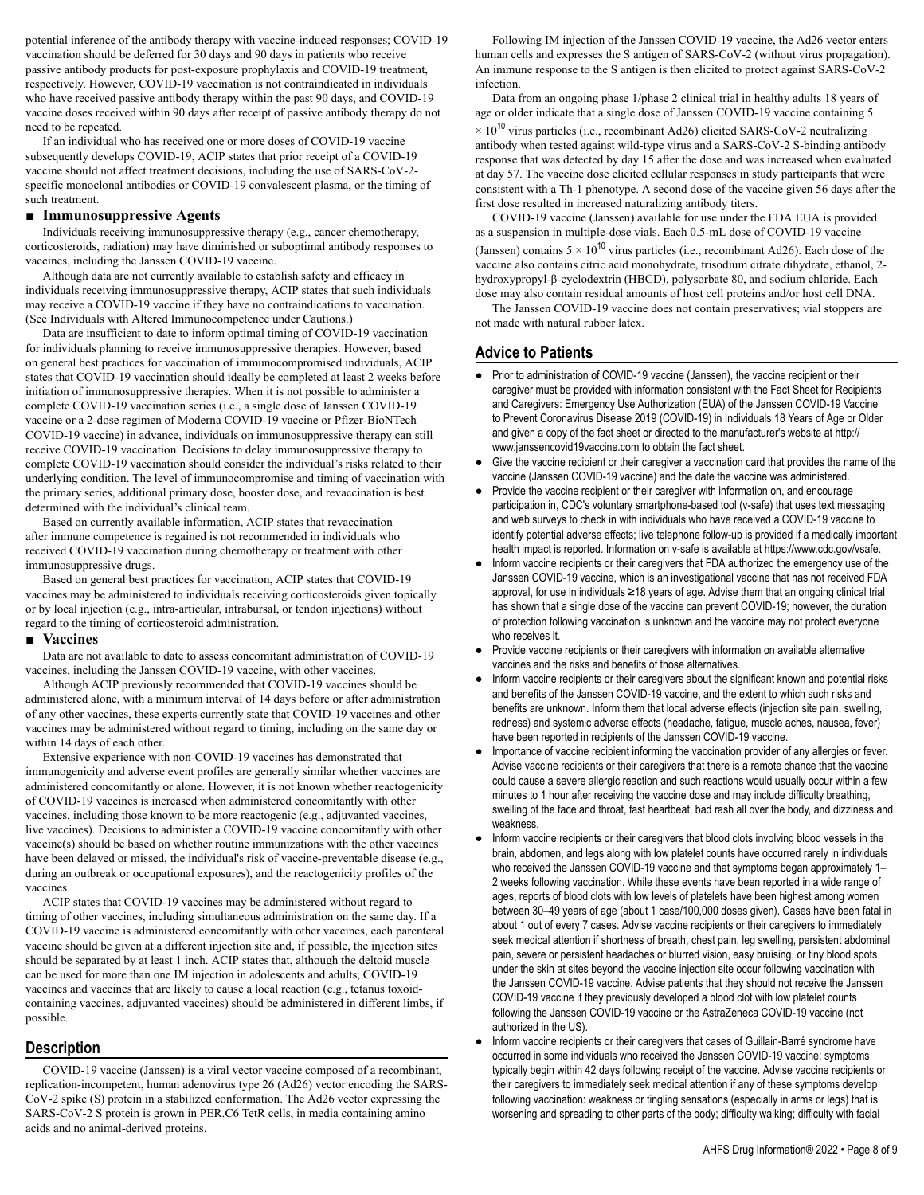potential inference of the antibody therapy with vaccine-induced responses; COVID-19 vaccination should be deferred for 30 days and 90 days in patients who receive passive antibody products for post-exposure prophylaxis and COVID-19 treatment, respectively. However, COVID-19 vaccination is not contraindicated in individuals who have received passive antibody therapy within the past 90 days, and COVID-19 vaccine doses received within 90 days after receipt of passive antibody therapy do not need to be repeated.

If an individual who has received one or more doses of COVID-19 vaccine subsequently develops COVID-19, ACIP states that prior receipt of a COVID-19 vaccine should not affect treatment decisions, including the use of SARS-CoV-2-specific monoclonal antibodies or COVID-19 convalescent plasma, or the timing of such treatment.

### ■ Immunosuppressive Agents

Individuals receiving immunosuppressive therapy (e.g., cancer chemotherapy, corticosteroids, radiation) may have diminished or suboptimal antibody responses to vaccines, including the Janssen COVID-19 vaccine.

Although data are not currently available to establish safety and efficacy in individuals receiving immunosuppressive therapy, ACIP states that such individuals may receive a COVID-19 vaccine if they have no contraindications to vaccination. (See Individuals with Altered Immunocompetence under Cautions.)

Data are insufficient to date to inform optimal timing of COVID-19 vaccination for individuals planning to receive immunosuppressive therapies. However, based on general best practices for vaccination of immunocompromised individuals, ACIP states that COVID-19 vaccination should ideally be completed at least 2 weeks before initiation of immunosuppressive therapies. When it is not possible to administer a complete COVID-19 vaccination series (i.e., a single dose of Janssen COVID-19 vaccine or a 2-dose regimen of Moderna COVID-19 vaccine or Pfizer-BioNTech COVID-19 vaccine) in advance, individuals on immunosuppressive therapy can still receive COVID-19 vaccination. Decisions to delay immunosuppressive therapy to complete COVID-19 vaccination should consider the individual's risks related to their underlying condition. The level of immunocompromise and timing of vaccination with the primary series, additional primary dose, booster dose, and revaccination is best determined with the individual's clinical team.

Based on currently available information, ACIP states that revaccination after immune competence is regained is not recommended in individuals who received COVID-19 vaccination during chemotherapy or treatment with other immunosuppressive drugs.

Based on general best practices for vaccination, ACIP states that COVID-19 vaccines may be administered to individuals receiving corticosteroids given topically or by local injection (e.g., intra-articular, intrabursal, or tendon injections) without regard to the timing of corticosteroid administration.

### ■ Vaccines

Data are not available to date to assess concomitant administration of COVID-19 vaccines, including the Janssen COVID-19 vaccine, with other vaccines.

Although ACIP previously recommended that COVID-19 vaccines should be administered alone, with a minimum interval of 14 days before or after administration of any other vaccines, these experts currently state that COVID-19 vaccines and other vaccines may be administered without regard to timing, including on the same day or within 14 days of each other.

Extensive experience with non-COVID-19 vaccines has demonstrated that immunogenicity and adverse event profiles are generally similar whether vaccines are administered concomitantly or alone. However, it is not known whether reactogenicity of COVID-19 vaccines is increased when administered concomitantly with other vaccines, including those known to be more reactogenic (e.g., adjuvanted vaccines, live vaccines). Decisions to administer a COVID-19 vaccine concomitantly with other vaccine(s) should be based on whether routine immunizations with the other vaccines have been delayed or missed, the individual's risk of vaccine-preventable disease (e.g., during an outbreak or occupational exposures), and the reactogenicity profiles of the vaccines.

ACIP states that COVID-19 vaccines may be administered without regard to timing of other vaccines, including simultaneous administration on the same day. If a COVID-19 vaccine is administered concomitantly with other vaccines, each parenteral vaccine should be given at a different injection site and, if possible, the injection sites should be separated by at least 1 inch. ACIP states that, although the deltoid muscle can be used for more than one IM injection in adolescents and adults, COVID-19 vaccines and vaccines that are likely to cause a local reaction (e.g., tetanus toxoid-containing vaccines, adjuvanted vaccines) should be administered in different limbs, if possible.

## Description

COVID-19 vaccine (Janssen) is a viral vector vaccine composed of a recombinant, replication-incompetent, human adenovirus type 26 (Ad26) vector encoding the SARS-CoV-2 spike (S) protein in a stabilized conformation. The Ad26 vector expressing the SARS-CoV-2 S protein is grown in PER.C6 TetR cells, in media containing amino acids and no animal-derived proteins.

Following IM injection of the Janssen COVID-19 vaccine, the Ad26 vector enters human cells and expresses the S antigen of SARS-CoV-2 (without virus propagation). An immune response to the S antigen is then elicited to protect against SARS-CoV-2 infection.

Data from an ongoing phase 1/phase 2 clinical trial in healthy adults 18 years of age or older indicate that a single dose of Janssen COVID-19 vaccine containing $5 \times 10^{10}$ virus particles (i.e., recombinant Ad26) elicited SARS-CoV-2 neutralizing antibody when tested against wild-type virus and a SARS-CoV-2 S-binding antibody response that was detected by day 15 after the dose and was increased when evaluated at day 57. The vaccine dose elicited cellular responses in study participants that were consistent with a Th-1 phenotype. A second dose of the vaccine given 56 days after the first dose resulted in increased naturalizing antibody titers.

COVID-19 vaccine (Janssen) available for use under the FDA EUA is provided as a suspension in multiple-dose vials. Each 0.5-mL dose of COVID-19 vaccine (Janssen) contains $5 \times 10^{10}$ virus particles (i.e., recombinant Ad26). Each dose of the vaccine also contains citric acid monohydrate, trisodium citrate dihydrate, ethanol, 2-hydroxypropyl-β-cyclodextrin (HBCD), polysorbate 80, and sodium chloride. Each dose may also contain residual amounts of host cell proteins and/or host cell DNA.

The Janssen COVID-19 vaccine does not contain preservatives; vial stoppers are not made with natural rubber latex.

## Advice to Patients

- Prior to administration of COVID-19 vaccine (Janssen), the vaccine recipient or their caregiver must be provided with information consistent with the Fact Sheet for Recipients and Caregivers: Emergency Use Authorization (EUA) of the Janssen COVID-19 Vaccine to Prevent Coronavirus Disease 2019 (COVID-19) in Individuals 18 Years of Age or Older and given a copy of the fact sheet or directed to the manufacturer's website at http://www.janssencovid19vaccine.com to obtain the fact sheet.
- Give the vaccine recipient or their caregiver a vaccination card that provides the name of the vaccine (Janssen COVID-19 vaccine) and the date the vaccine was administered.
- Provide the vaccine recipient or their caregiver with information on, and encourage participation in, CDC's voluntary smartphone-based tool (v-safe) that uses text messaging and web surveys to check in with individuals who have received a COVID-19 vaccine to identify potential adverse effects; live telephone follow-up is provided if a medically important health impact is reported. Information on v-safe is available at https://www.cdc.gov/vsafe.
- Inform vaccine recipients or their caregivers that FDA authorized the emergency use of the Janssen COVID-19 vaccine, which is an investigational vaccine that has not received FDA approval, for use in individuals ≥18 years of age. Advise them that an ongoing clinical trial has shown that a single dose of the vaccine can prevent COVID-19; however, the duration of protection following vaccination is unknown and the vaccine may not protect everyone who receives it.
- Provide vaccine recipients or their caregivers with information on available alternative vaccines and the risks and benefits of those alternatives.
- Inform vaccine recipients or their caregivers about the significant known and potential risks and benefits of the Janssen COVID-19 vaccine, and the extent to which such risks and benefits are unknown. Inform them that local adverse effects (injection site pain, swelling, redness) and systemic adverse effects (headache, fatigue, muscle aches, nausea, fever) have been reported in recipients of the Janssen COVID-19 vaccine.
- Importance of vaccine recipient informing the vaccination provider of any allergies or fever. Advise vaccine recipients or their caregivers that there is a remote chance that the vaccine could cause a severe allergic reaction and such reactions would usually occur within a few minutes to 1 hour after receiving the vaccine dose and may include difficulty breathing, swelling of the face and throat, fast heartbeat, bad rash all over the body, and dizziness and weakness.
- Inform vaccine recipients or their caregivers that blood clots involving blood vessels in the brain, abdomen, and legs along with low platelet counts have occurred rarely in individuals who received the Janssen COVID-19 vaccine and that symptoms began approximately 1–2 weeks following vaccination. While these events have been reported in a wide range of ages, reports of blood clots with low levels of platelets have been highest among women between 30–49 years of age (about 1 case/100,000 doses given). Cases have been fatal in about 1 out of every 7 cases. Advise vaccine recipients or their caregivers to immediately seek medical attention if shortness of breath, chest pain, leg swelling, persistent abdominal pain, severe or persistent headaches or blurred vision, easy bruising, or tiny blood spots under the skin at sites beyond the vaccine injection site occur following vaccination with the Janssen COVID-19 vaccine. Advise patients that they should not receive the Janssen COVID-19 vaccine if they previously developed a blood clot with low platelet counts following the Janssen COVID-19 vaccine or the AstraZeneca COVID-19 vaccine (not authorized in the US).
- Inform vaccine recipients or their caregivers that cases of Guillain-Barré syndrome have occurred in some individuals who received the Janssen COVID-19 vaccine; symptoms typically begin within 42 days following receipt of the vaccine. Advise vaccine recipients or their caregivers to immediately seek medical attention if any of these symptoms develop following vaccination: weakness or tingling sensations (especially in arms or legs) that is worsening and spreading to other parts of the body; difficulty walking; difficulty with facial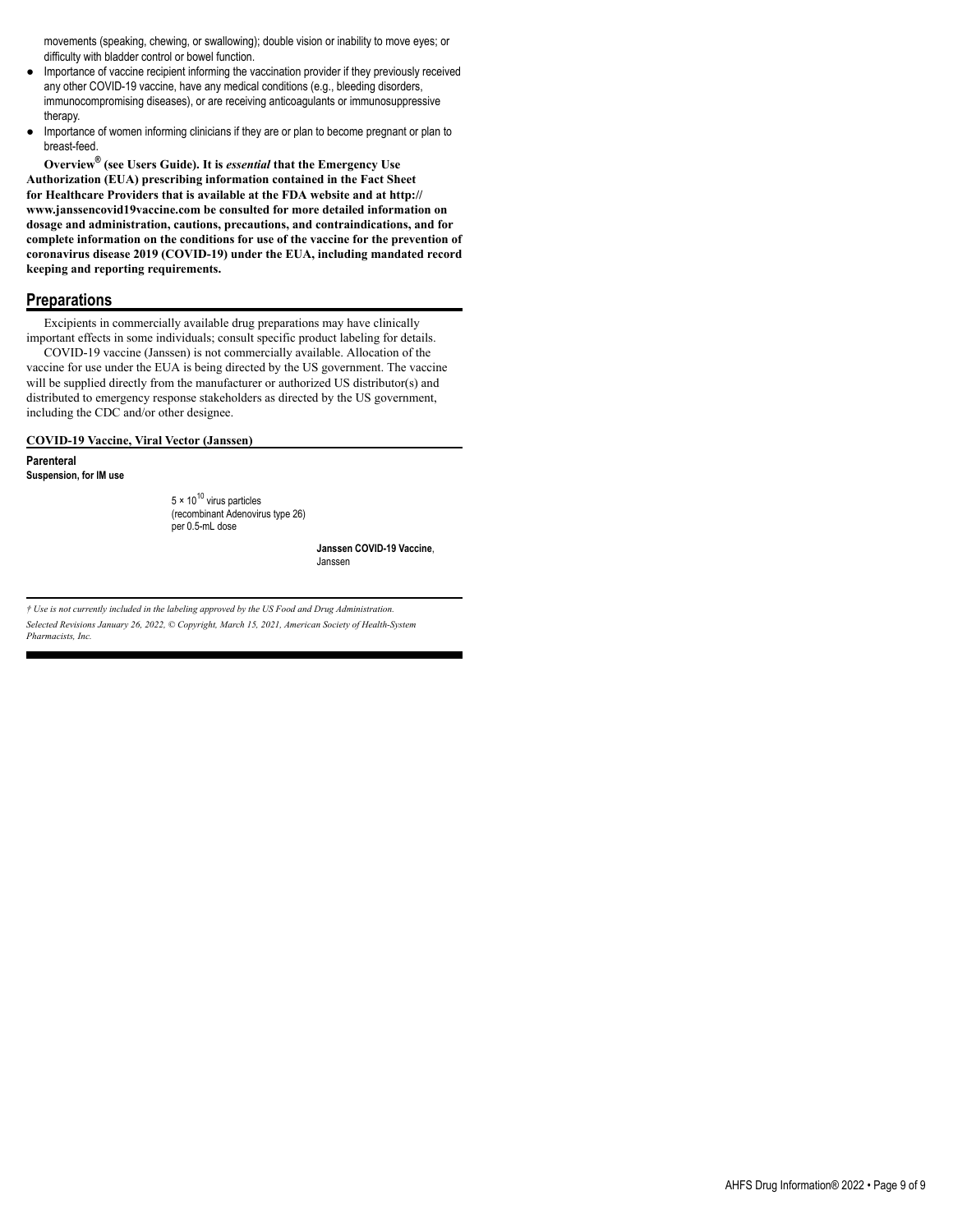movements (speaking, chewing, or swallowing); double vision or inability to move eyes; or difficulty with bladder control or bowel function.

- Importance of vaccine recipient informing the vaccination provider if they previously received any other COVID-19 vaccine, have any medical conditions (e.g., bleeding disorders, immunocompromising diseases), or are receiving anticoagulants or immunosuppressive therapy.
- Importance of women informing clinicians if they are or plan to become pregnant or plan to breast-feed.

**Overview® (see Users Guide). It is *essential* that the Emergency Use Authorization (EUA) prescribing information contained in the Fact Sheet for Healthcare Providers that is available at the FDA website and at http://www.janssencovid19vaccine.com be consulted for more detailed information on dosage and administration, cautions, precautions, and contraindications, and for complete information on the conditions for use of the vaccine for the prevention of coronavirus disease 2019 (COVID-19) under the EUA, including mandated record keeping and reporting requirements.**

## Preparations

Excipients in commercially available drug preparations may have clinically important effects in some individuals; consult specific product labeling for details.

COVID-19 vaccine (Janssen) is not commercially available. Allocation of the vaccine for use under the EUA is being directed by the US government. The vaccine will be supplied directly from the manufacturer or authorized US distributor(s) and distributed to emergency response stakeholders as directed by the US government, including the CDC and/or other designee.

**COVID-19 Vaccine, Viral Vector (Janssen)**

| | | | |
|---|---|---|---|
| **Parenteral** | | | |
| **Suspension, for IM use** | | | |
| | $5 \times 10^{10}$ virus particles (recombinant Adenovirus type 26) per 0.5-mL dose | | |
| | | **Janssen COVID-19 Vaccine**, Janssen | |

*† Use is not currently included in the labeling approved by the US Food and Drug Administration.*

*Selected Revisions January 26, 2022, © Copyright, March 15, 2021, American Society of Health-System Pharmacists, Inc.*